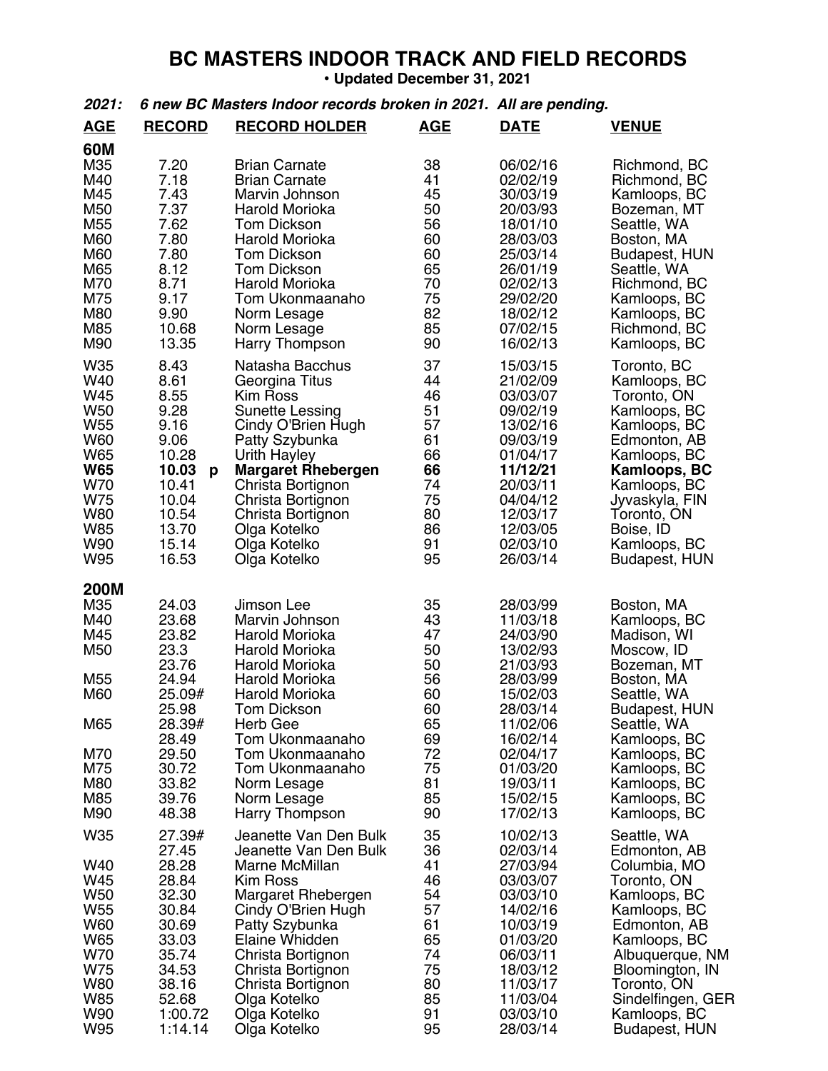# BC MASTERS INDOOR TRACK AND FIELD RECORDS

**• Updated December 31, 2021**

***2021: 6 new BC Masters Indoor records broken in 2021. All are pending.***

| AGE | RECORD | RECORD HOLDER | AGE | DATE | VENUE |
|---|---|---|---|---|---|
| **60M** | | | | | |
| M35 | 7.20 | Brian Carnate | 38 | 06/02/16 | Richmond, BC |
| M40 | 7.18 | Brian Carnate | 41 | 02/02/19 | Richmond, BC |
| M45 | 7.43 | Marvin Johnson | 45 | 30/03/19 | Kamloops, BC |
| M50 | 7.37 | Harold Morioka | 50 | 20/03/93 | Bozeman, MT |
| M55 | 7.62 | Tom Dickson | 56 | 18/01/10 | Seattle, WA |
| M60 | 7.80 | Harold Morioka | 60 | 28/03/03 | Boston, MA |
| M60 | 7.80 | Tom Dickson | 60 | 25/03/14 | Budapest, HUN |
| M65 | 8.12 | Tom Dickson | 65 | 26/01/19 | Seattle, WA |
| M70 | 8.71 | Harold Morioka | 70 | 02/02/13 | Richmond, BC |
| M75 | 9.17 | Tom Ukonmaanaho | 75 | 29/02/20 | Kamloops, BC |
| M80 | 9.90 | Norm Lesage | 82 | 18/02/12 | Kamloops, BC |
| M85 | 10.68 | Norm Lesage | 85 | 07/02/15 | Richmond, BC |
| M90 | 13.35 | Harry Thompson | 90 | 16/02/13 | Kamloops, BC |
| W35 | 8.43 | Natasha Bacchus | 37 | 15/03/15 | Toronto, BC |
| W40 | 8.61 | Georgina Titus | 44 | 21/02/09 | Kamloops, BC |
| W45 | 8.55 | Kim Ross | 46 | 03/03/07 | Toronto, ON |
| W50 | 9.28 | Sunette Lessing | 51 | 09/02/19 | Kamloops, BC |
| W55 | 9.16 | Cindy O'Brien Hugh | 57 | 13/02/16 | Kamloops, BC |
| W60 | 9.06 | Patty Szybunka | 61 | 09/03/19 | Edmonton, AB |
| W65 | 10.28 | Urith Hayley | 66 | 01/04/17 | Kamloops, BC |
| **W65** | **10.03 p** | **Margaret Rhebergen** | **66** | **11/12/21** | **Kamloops, BC** |
| W70 | 10.41 | Christa Bortignon | 74 | 20/03/11 | Kamloops, BC |
| W75 | 10.04 | Christa Bortignon | 75 | 04/04/12 | Jyvaskyla, FIN |
| W80 | 10.54 | Christa Bortignon | 80 | 12/03/17 | Toronto, ON |
| W85 | 13.70 | Olga Kotelko | 86 | 12/03/05 | Boise, ID |
| W90 | 15.14 | Olga Kotelko | 91 | 02/03/10 | Kamloops, BC |
| W95 | 16.53 | Olga Kotelko | 95 | 26/03/14 | Budapest, HUN |
| **200M** | | | | | |
| M35 | 24.03 | Jimson Lee | 35 | 28/03/99 | Boston, MA |
| M40 | 23.68 | Marvin Johnson | 43 | 11/03/18 | Kamloops, BC |
| M45 | 23.82 | Harold Morioka | 47 | 24/03/90 | Madison, WI |
| M50 | 23.3 | Harold Morioka | 50 | 13/02/93 | Moscow, ID |
| | 23.76 | Harold Morioka | 50 | 21/03/93 | Bozeman, MT |
| M55 | 24.94 | Harold Morioka | 56 | 28/03/99 | Boston, MA |
| M60 | 25.09# | Harold Morioka | 60 | 15/02/03 | Seattle, WA |
| | 25.98 | Tom Dickson | 60 | 28/03/14 | Budapest, HUN |
| M65 | 28.39# | Herb Gee | 65 | 11/02/06 | Seattle, WA |
| | 28.49 | Tom Ukonmaanaho | 69 | 16/02/14 | Kamloops, BC |
| M70 | 29.50 | Tom Ukonmaanaho | 72 | 02/04/17 | Kamloops, BC |
| M75 | 30.72 | Tom Ukonmaanaho | 75 | 01/03/20 | Kamloops, BC |
| M80 | 33.82 | Norm Lesage | 81 | 19/03/11 | Kamloops, BC |
| M85 | 39.76 | Norm Lesage | 85 | 15/02/15 | Kamloops, BC |
| M90 | 48.38 | Harry Thompson | 90 | 17/02/13 | Kamloops, BC |
| W35 | 27.39# | Jeanette Van Den Bulk | 35 | 10/02/13 | Seattle, WA |
| | 27.45 | Jeanette Van Den Bulk | 36 | 02/03/14 | Edmonton, AB |
| W40 | 28.28 | Marne McMillan | 41 | 27/03/94 | Columbia, MO |
| W45 | 28.84 | Kim Ross | 46 | 03/03/07 | Toronto, ON |
| W50 | 32.30 | Margaret Rhebergen | 54 | 03/03/10 | Kamloops, BC |
| W55 | 30.84 | Cindy O'Brien Hugh | 57 | 14/02/16 | Kamloops, BC |
| W60 | 30.69 | Patty Szybunka | 61 | 10/03/19 | Edmonton, AB |
| W65 | 33.03 | Elaine Whidden | 65 | 01/03/20 | Kamloops, BC |
| W70 | 35.74 | Christa Bortignon | 74 | 06/03/11 | Albuquerque, NM |
| W75 | 34.53 | Christa Bortignon | 75 | 18/03/12 | Bloomington, IN |
| W80 | 38.16 | Christa Bortignon | 80 | 11/03/17 | Toronto, ON |
| W85 | 52.68 | Olga Kotelko | 85 | 11/03/04 | Sindelfingen, GER |
| W90 | 1:00.72 | Olga Kotelko | 91 | 03/03/10 | Kamloops, BC |
| W95 | 1:14.14 | Olga Kotelko | 95 | 28/03/14 | Budapest, HUN |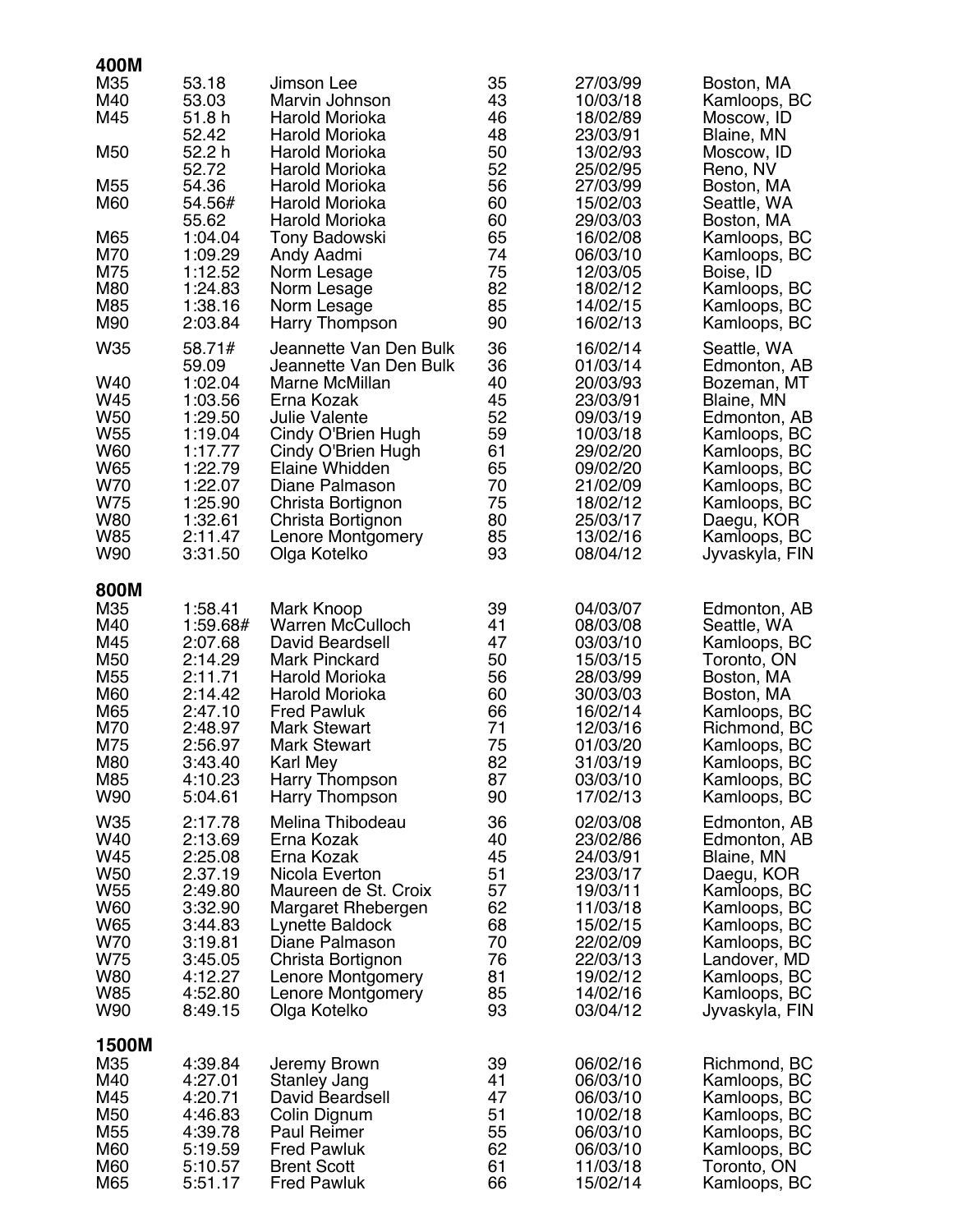## 400M

| | | | | | |
|---|---|---|---|---|---|
| M35 | 53.18 | Jimson Lee | 35 | 27/03/99 | Boston, MA |
| M40 | 53.03 | Marvin Johnson | 43 | 10/03/18 | Kamloops, BC |
| M45 | 51.8 h | Harold Morioka | 46 | 18/02/89 | Moscow, ID |
| | 52.42 | Harold Morioka | 48 | 23/03/91 | Blaine, MN |
| M50 | 52.2 h | Harold Morioka | 50 | 13/02/93 | Moscow, ID |
| | 52.72 | Harold Morioka | 52 | 25/02/95 | Reno, NV |
| M55 | 54.36 | Harold Morioka | 56 | 27/03/99 | Boston, MA |
| M60 | 54.56# | Harold Morioka | 60 | 15/02/03 | Seattle, WA |
| | 55.62 | Harold Morioka | 60 | 29/03/03 | Boston, MA |
| M65 | 1:04.04 | Tony Badowski | 65 | 16/02/08 | Kamloops, BC |
| M70 | 1:09.29 | Andy Aadmi | 74 | 06/03/10 | Kamloops, BC |
| M75 | 1:12.52 | Norm Lesage | 75 | 12/03/05 | Boise, ID |
| M80 | 1:24.83 | Norm Lesage | 82 | 18/02/12 | Kamloops, BC |
| M85 | 1:38.16 | Norm Lesage | 85 | 14/02/15 | Kamloops, BC |
| M90 | 2:03.84 | Harry Thompson | 90 | 16/02/13 | Kamloops, BC |
| W35 | 58.71# | Jeannette Van Den Bulk | 36 | 16/02/14 | Seattle, WA |
| | 59.09 | Jeannette Van Den Bulk | 36 | 01/03/14 | Edmonton, AB |
| W40 | 1:02.04 | Marne McMillan | 40 | 20/03/93 | Bozeman, MT |
| W45 | 1:03.56 | Erna Kozak | 45 | 23/03/91 | Blaine, MN |
| W50 | 1:29.50 | Julie Valente | 52 | 09/03/19 | Edmonton, AB |
| W55 | 1:19.04 | Cindy O'Brien Hugh | 59 | 10/03/18 | Kamloops, BC |
| W60 | 1:17.77 | Cindy O'Brien Hugh | 61 | 29/02/20 | Kamloops, BC |
| W65 | 1:22.79 | Elaine Whidden | 65 | 09/02/20 | Kamloops, BC |
| W70 | 1:22.07 | Diane Palmason | 70 | 21/02/09 | Kamloops, BC |
| W75 | 1:25.90 | Christa Bortignon | 75 | 18/02/12 | Kamloops, BC |
| W80 | 1:32.61 | Christa Bortignon | 80 | 25/03/17 | Daegu, KOR |
| W85 | 2:11.47 | Lenore Montgomery | 85 | 13/02/16 | Kamloops, BC |
| W90 | 3:31.50 | Olga Kotelko | 93 | 08/04/12 | Jyvaskyla, FIN |

## 800M

| | | | | | |
|---|---|---|---|---|---|
| M35 | 1:58.41 | Mark Knoop | 39 | 04/03/07 | Edmonton, AB |
| M40 | 1:59.68# | Warren McCulloch | 41 | 08/03/08 | Seattle, WA |
| M45 | 2:07.68 | David Beardsell | 47 | 03/03/10 | Kamloops, BC |
| M50 | 2:14.29 | Mark Pinckard | 50 | 15/03/15 | Toronto, ON |
| M55 | 2:11.71 | Harold Morioka | 56 | 28/03/99 | Boston, MA |
| M60 | 2:14.42 | Harold Morioka | 60 | 30/03/03 | Boston, MA |
| M65 | 2:47.10 | Fred Pawluk | 66 | 16/02/14 | Kamloops, BC |
| M70 | 2:48.97 | Mark Stewart | 71 | 12/03/16 | Richmond, BC |
| M75 | 2:56.97 | Mark Stewart | 75 | 01/03/20 | Kamloops, BC |
| M80 | 3:43.40 | Karl Mey | 82 | 31/03/19 | Kamloops, BC |
| M85 | 4:10.23 | Harry Thompson | 87 | 03/03/10 | Kamloops, BC |
| W90 | 5:04.61 | Harry Thompson | 90 | 17/02/13 | Kamloops, BC |
| W35 | 2:17.78 | Melina Thibodeau | 36 | 02/03/08 | Edmonton, AB |
| W40 | 2:13.69 | Erna Kozak | 40 | 23/02/86 | Edmonton, AB |
| W45 | 2:25.08 | Erna Kozak | 45 | 24/03/91 | Blaine, MN |
| W50 | 2.37.19 | Nicola Everton | 51 | 23/03/17 | Daegu, KOR |
| W55 | 2:49.80 | Maureen de St. Croix | 57 | 19/03/11 | Kamloops, BC |
| W60 | 3:32.90 | Margaret Rhebergen | 62 | 11/03/18 | Kamloops, BC |
| W65 | 3:44.83 | Lynette Baldock | 68 | 15/02/15 | Kamloops, BC |
| W70 | 3:19.81 | Diane Palmason | 70 | 22/02/09 | Kamloops, BC |
| W75 | 3:45.05 | Christa Bortignon | 76 | 22/03/13 | Landover, MD |
| W80 | 4:12.27 | Lenore Montgomery | 81 | 19/02/12 | Kamloops, BC |
| W85 | 4:52.80 | Lenore Montgomery | 85 | 14/02/16 | Kamloops, BC |
| W90 | 8:49.15 | Olga Kotelko | 93 | 03/04/12 | Jyvaskyla, FIN |

## 1500M

| | | | | | |
|---|---|---|---|---|---|
| M35 | 4:39.84 | Jeremy Brown | 39 | 06/02/16 | Richmond, BC |
| M40 | 4:27.01 | Stanley Jang | 41 | 06/03/10 | Kamloops, BC |
| M45 | 4:20.71 | David Beardsell | 47 | 06/03/10 | Kamloops, BC |
| M50 | 4:46.83 | Colin Dignum | 51 | 10/02/18 | Kamloops, BC |
| M55 | 4:39.78 | Paul Reimer | 55 | 06/03/10 | Kamloops, BC |
| M60 | 5:19.59 | Fred Pawluk | 62 | 06/03/10 | Kamloops, BC |
| M60 | 5:10.57 | Brent Scott | 61 | 11/03/18 | Toronto, ON |
| M65 | 5:51.17 | Fred Pawluk | 66 | 15/02/14 | Kamloops, BC |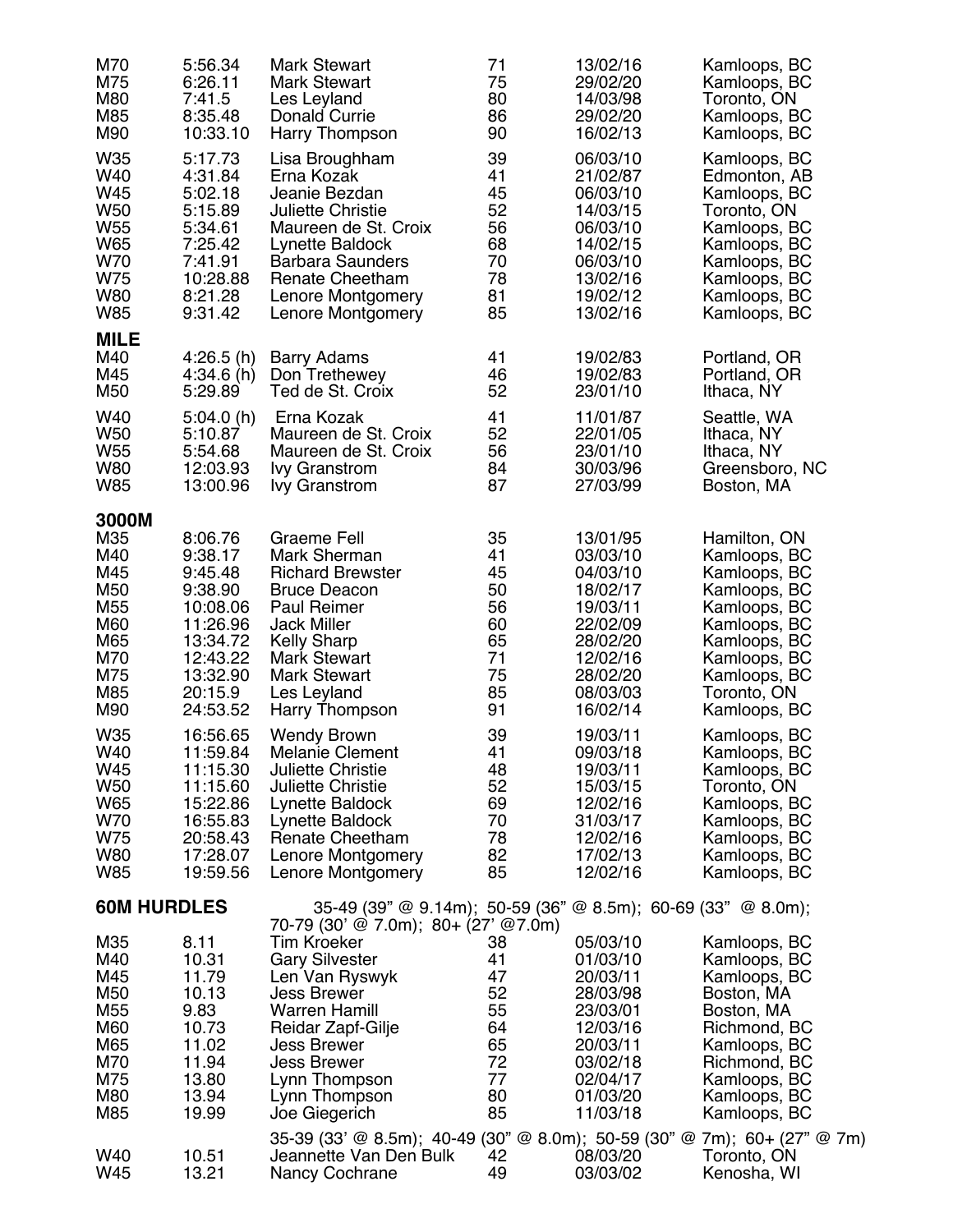| | | | | | |
|---|---|---|---|---|---|
| M70 | 5:56.34 | Mark Stewart | 71 | 13/02/16 | Kamloops, BC |
| M75 | 6:26.11 | Mark Stewart | 75 | 29/02/20 | Kamloops, BC |
| M80 | 7:41.5 | Les Leyland | 80 | 14/03/98 | Toronto, ON |
| M85 | 8:35.48 | Donald Currie | 86 | 29/02/20 | Kamloops, BC |
| M90 | 10:33.10 | Harry Thompson | 90 | 16/02/13 | Kamloops, BC |
| W35 | 5:17.73 | Lisa Broughham | 39 | 06/03/10 | Kamloops, BC |
| W40 | 4:31.84 | Erna Kozak | 41 | 21/02/87 | Edmonton, AB |
| W45 | 5:02.18 | Jeanie Bezdan | 45 | 06/03/10 | Kamloops, BC |
| W50 | 5:15.89 | Juliette Christie | 52 | 14/03/15 | Toronto, ON |
| W55 | 5:34.61 | Maureen de St. Croix | 56 | 06/03/10 | Kamloops, BC |
| W65 | 7:25.42 | Lynette Baldock | 68 | 14/02/15 | Kamloops, BC |
| W70 | 7:41.91 | Barbara Saunders | 70 | 06/03/10 | Kamloops, BC |
| W75 | 10:28.88 | Renate Cheetham | 78 | 13/02/16 | Kamloops, BC |
| W80 | 8:21.28 | Lenore Montgomery | 81 | 19/02/12 | Kamloops, BC |
| W85 | 9:31.42 | Lenore Montgomery | 85 | 13/02/16 | Kamloops, BC |

## MILE

| | | | | | |
|---|---|---|---|---|---|
| M40 | 4:26.5 (h) | Barry Adams | 41 | 19/02/83 | Portland, OR |
| M45 | 4:34.6 (h) | Don Trethewey | 46 | 19/02/83 | Portland, OR |
| M50 | 5:29.89 | Ted de St. Croix | 52 | 23/01/10 | Ithaca, NY |
| W40 | 5:04.0 (h) | Erna Kozak | 41 | 11/01/87 | Seattle, WA |
| W50 | 5:10.87 | Maureen de St. Croix | 52 | 22/01/05 | Ithaca, NY |
| W55 | 5:54.68 | Maureen de St. Croix | 56 | 23/01/10 | Ithaca, NY |
| W80 | 12:03.93 | Ivy Granstrom | 84 | 30/03/96 | Greensboro, NC |
| W85 | 13:00.96 | Ivy Granstrom | 87 | 27/03/99 | Boston, MA |

## 3000M

| | | | | | |
|---|---|---|---|---|---|
| M35 | 8:06.76 | Graeme Fell | 35 | 13/01/95 | Hamilton, ON |
| M40 | 9:38.17 | Mark Sherman | 41 | 03/03/10 | Kamloops, BC |
| M45 | 9:45.48 | Richard Brewster | 45 | 04/03/10 | Kamloops, BC |
| M50 | 9:38.90 | Bruce Deacon | 50 | 18/02/17 | Kamloops, BC |
| M55 | 10:08.06 | Paul Reimer | 56 | 19/03/11 | Kamloops, BC |
| M60 | 11:26.96 | Jack Miller | 60 | 22/02/09 | Kamloops, BC |
| M65 | 13:34.72 | Kelly Sharp | 65 | 28/02/20 | Kamloops, BC |
| M70 | 12:43.22 | Mark Stewart | 71 | 12/02/16 | Kamloops, BC |
| M75 | 13:32.90 | Mark Stewart | 75 | 28/02/20 | Kamloops, BC |
| M85 | 20:15.9 | Les Leyland | 85 | 08/03/03 | Toronto, ON |
| M90 | 24:53.52 | Harry Thompson | 91 | 16/02/14 | Kamloops, BC |
| W35 | 16:56.65 | Wendy Brown | 39 | 19/03/11 | Kamloops, BC |
| W40 | 11:59.84 | Melanie Clement | 41 | 09/03/18 | Kamloops, BC |
| W45 | 11:15.30 | Juliette Christie | 48 | 19/03/11 | Kamloops, BC |
| W50 | 11:15.60 | Juliette Christie | 52 | 15/03/15 | Toronto, ON |
| W65 | 15:22.86 | Lynette Baldock | 69 | 12/02/16 | Kamloops, BC |
| W70 | 16:55.83 | Lynette Baldock | 70 | 31/03/17 | Kamloops, BC |
| W75 | 20:58.43 | Renate Cheetham | 78 | 12/02/16 | Kamloops, BC |
| W80 | 17:28.07 | Lenore Montgomery | 82 | 17/02/13 | Kamloops, BC |
| W85 | 19:59.56 | Lenore Montgomery | 85 | 12/02/16 | Kamloops, BC |

## 60M HURDLES

35-49 (39" @ 9.14m); 50-59 (36" @ 8.5m); 60-69 (33" @ 8.0m); 70-79 (30' @ 7.0m); 80+ (27' @7.0m)

| | | | | | |
|---|---|---|---|---|---|
| M35 | 8.11 | Tim Kroeker | 38 | 05/03/10 | Kamloops, BC |
| M40 | 10.31 | Gary Silvester | 41 | 01/03/10 | Kamloops, BC |
| M45 | 11.79 | Len Van Ryswyk | 47 | 20/03/11 | Kamloops, BC |
| M50 | 10.13 | Jess Brewer | 52 | 28/03/98 | Boston, MA |
| M55 | 9.83 | Warren Hamill | 55 | 23/03/01 | Boston, MA |
| M60 | 10.73 | Reidar Zapf-Gilje | 64 | 12/03/16 | Richmond, BC |
| M65 | 11.02 | Jess Brewer | 65 | 20/03/11 | Kamloops, BC |
| M70 | 11.94 | Jess Brewer | 72 | 03/02/18 | Richmond, BC |
| M75 | 13.80 | Lynn Thompson | 77 | 02/04/17 | Kamloops, BC |
| M80 | 13.94 | Lynn Thompson | 80 | 01/03/20 | Kamloops, BC |
| M85 | 19.99 | Joe Giegerich | 85 | 11/03/18 | Kamloops, BC |

35-39 (33' @ 8.5m); 40-49 (30" @ 8.0m); 50-59 (30" @ 7m); 60+ (27" @ 7m)

| | | | | | |
|---|---|---|---|---|---|
| W40 | 10.51 | Jeannette Van Den Bulk | 42 | 08/03/20 | Toronto, ON |
| W45 | 13.21 | Nancy Cochrane | 49 | 03/03/02 | Kenosha, WI |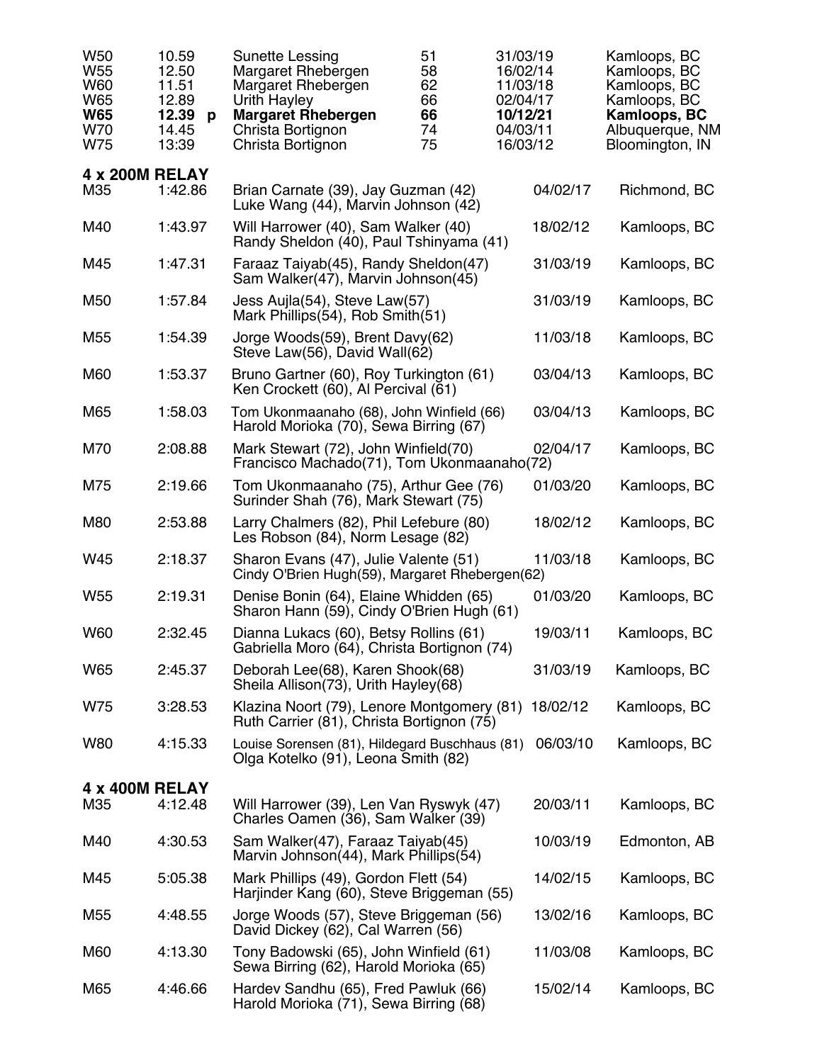| | | | | | |
|---|---|---|---|---|---|
| W50 | 10.59 | Sunette Lessing | 51 | 31/03/19 | Kamloops, BC |
| W55 | 12.50 | Margaret Rhebergen | 58 | 16/02/14 | Kamloops, BC |
| W60 | 11.51 | Margaret Rhebergen | 62 | 11/03/18 | Kamloops, BC |
| W65 | 12.89 | Urith Hayley | 66 | 02/04/17 | Kamloops, BC |
| **W65** | **12.39 p** | **Margaret Rhebergen** | **66** | **10/12/21** | **Kamloops, BC** |
| W70 | 14.45 | Christa Bortignon | 74 | 04/03/11 | Albuquerque, NM |
| W75 | 13:39 | Christa Bortignon | 75 | 16/03/12 | Bloomington, IN |

## 4 x 200M RELAY

| | | | | |
|---|---|---|---|---|
| M35 | 1:42.86 | Brian Carnate (39), Jay Guzman (42) Luke Wang (44), Marvin Johnson (42) | 04/02/17 | Richmond, BC |
| M40 | 1:43.97 | Will Harrower (40), Sam Walker (40) Randy Sheldon (40), Paul Tshinyama (41) | 18/02/12 | Kamloops, BC |
| M45 | 1:47.31 | Faraaz Taiyab(45), Randy Sheldon(47) Sam Walker(47), Marvin Johnson(45) | 31/03/19 | Kamloops, BC |
| M50 | 1:57.84 | Jess Aujla(54), Steve Law(57) Mark Phillips(54), Rob Smith(51) | 31/03/19 | Kamloops, BC |
| M55 | 1:54.39 | Jorge Woods(59), Brent Davy(62) Steve Law(56), David Wall(62) | 11/03/18 | Kamloops, BC |
| M60 | 1:53.37 | Bruno Gartner (60), Roy Turkington (61) Ken Crockett (60), Al Percival (61) | 03/04/13 | Kamloops, BC |
| M65 | 1:58.03 | Tom Ukonmaanaho (68), John Winfield (66) Harold Morioka (70), Sewa Birring (67) | 03/04/13 | Kamloops, BC |
| M70 | 2:08.88 | Mark Stewart (72), John Winfield(70) Francisco Machado(71), Tom Ukonmaanaho(72) | 02/04/17 | Kamloops, BC |
| M75 | 2:19.66 | Tom Ukonmaanaho (75), Arthur Gee (76) Surinder Shah (76), Mark Stewart (75) | 01/03/20 | Kamloops, BC |
| M80 | 2:53.88 | Larry Chalmers (82), Phil Lefebure (80) Les Robson (84), Norm Lesage (82) | 18/02/12 | Kamloops, BC |
| W45 | 2:18.37 | Sharon Evans (47), Julie Valente (51) Cindy O'Brien Hugh(59), Margaret Rhebergen(62) | 11/03/18 | Kamloops, BC |
| W55 | 2:19.31 | Denise Bonin (64), Elaine Whidden (65) Sharon Hann (59), Cindy O'Brien Hugh (61) | 01/03/20 | Kamloops, BC |
| W60 | 2:32.45 | Dianna Lukacs (60), Betsy Rollins (61) Gabriella Moro (64), Christa Bortignon (74) | 19/03/11 | Kamloops, BC |
| W65 | 2:45.37 | Deborah Lee(68), Karen Shook(68) Sheila Allison(73), Urith Hayley(68) | 31/03/19 | Kamloops, BC |
| W75 | 3:28.53 | Klazina Noort (79), Lenore Montgomery (81) Ruth Carrier (81), Christa Bortignon (75) | 18/02/12 | Kamloops, BC |
| W80 | 4:15.33 | Louise Sorensen (81), Hildegard Buschhaus (81) Olga Kotelko (91), Leona Smith (82) | 06/03/10 | Kamloops, BC |

## 4 x 400M RELAY

| | | | | |
|---|---|---|---|---|
| M35 | 4:12.48 | Will Harrower (39), Len Van Ryswyk (47) Charles Oamen (36), Sam Walker (39) | 20/03/11 | Kamloops, BC |
| M40 | 4:30.53 | Sam Walker(47), Faraaz Taiyab(45) Marvin Johnson(44), Mark Phillips(54) | 10/03/19 | Edmonton, AB |
| M45 | 5:05.38 | Mark Phillips (49), Gordon Flett (54) Harjinder Kang (60), Steve Briggeman (55) | 14/02/15 | Kamloops, BC |
| M55 | 4:48.55 | Jorge Woods (57), Steve Briggeman (56) David Dickey (62), Cal Warren (56) | 13/02/16 | Kamloops, BC |
| M60 | 4:13.30 | Tony Badowski (65), John Winfield (61) Sewa Birring (62), Harold Morioka (65) | 11/03/08 | Kamloops, BC |
| M65 | 4:46.66 | Hardev Sandhu (65), Fred Pawluk (66) Harold Morioka (71), Sewa Birring (68) | 15/02/14 | Kamloops, BC |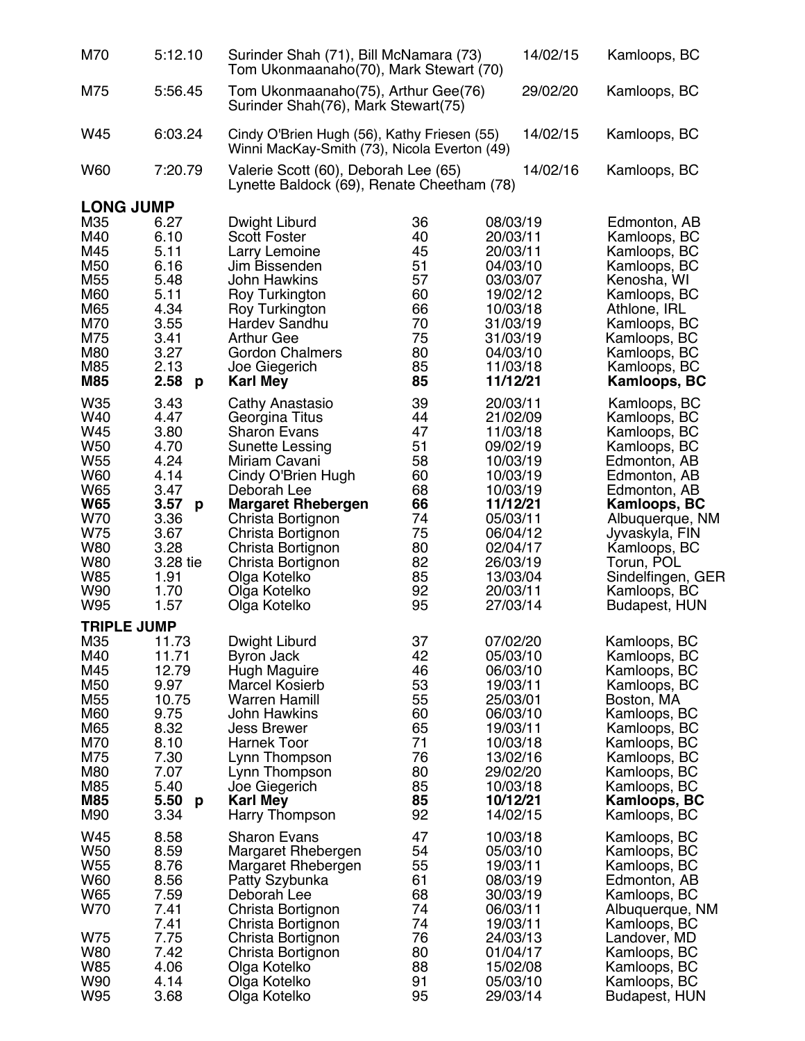| | | | | |
|---|---|---|---|---|
| M70 | 5:12.10 | Surinder Shah (71), Bill McNamara (73) Tom Ukonmaanaho(70), Mark Stewart (70) | 14/02/15 | Kamloops, BC |
| M75 | 5:56.45 | Tom Ukonmaanaho(75), Arthur Gee(76) Surinder Shah(76), Mark Stewart(75) | 29/02/20 | Kamloops, BC |
| W45 | 6:03.24 | Cindy O'Brien Hugh (56), Kathy Friesen (55) Winni MacKay-Smith (73), Nicola Everton (49) | 14/02/15 | Kamloops, BC |
| W60 | 7:20.79 | Valerie Scott (60), Deborah Lee (65) Lynette Baldock (69), Renate Cheetham (78) | 14/02/16 | Kamloops, BC |

## LONG JUMP

| | | | | | |
|---|---|---|---|---|---|
| M35 | 6.27 | Dwight Liburd | 36 | 08/03/19 | Edmonton, AB |
| M40 | 6.10 | Scott Foster | 40 | 20/03/11 | Kamloops, BC |
| M45 | 5.11 | Larry Lemoine | 45 | 20/03/11 | Kamloops, BC |
| M50 | 6.16 | Jim Bissenden | 51 | 04/03/10 | Kamloops, BC |
| M55 | 5.48 | John Hawkins | 57 | 03/03/07 | Kenosha, WI |
| M60 | 5.11 | Roy Turkington | 60 | 19/02/12 | Kamloops, BC |
| M65 | 4.34 | Roy Turkington | 66 | 10/03/18 | Athlone, IRL |
| M70 | 3.55 | Hardev Sandhu | 70 | 31/03/19 | Kamloops, BC |
| M75 | 3.41 | Arthur Gee | 75 | 31/03/19 | Kamloops, BC |
| M80 | 3.27 | Gordon Chalmers | 80 | 04/03/10 | Kamloops, BC |
| M85 | 2.13 | Joe Giegerich | 85 | 11/03/18 | Kamloops, BC |
| **M85** | **2.58 p** | **Karl Mey** | **85** | **11/12/21** | **Kamloops, BC** |
| W35 | 3.43 | Cathy Anastasio | 39 | 20/03/11 | Kamloops, BC |
| W40 | 4.47 | Georgina Titus | 44 | 21/02/09 | Kamloops, BC |
| W45 | 3.80 | Sharon Evans | 47 | 11/03/18 | Kamloops, BC |
| W50 | 4.70 | Sunette Lessing | 51 | 09/02/19 | Kamloops, BC |
| W55 | 4.24 | Miriam Cavani | 58 | 10/03/19 | Edmonton, AB |
| W60 | 4.14 | Cindy O'Brien Hugh | 60 | 10/03/19 | Edmonton, AB |
| W65 | 3.47 | Deborah Lee | 68 | 10/03/19 | Edmonton, AB |
| **W65** | **3.57 p** | **Margaret Rhebergen** | **66** | **11/12/21** | **Kamloops, BC** |
| W70 | 3.36 | Christa Bortignon | 74 | 05/03/11 | Albuquerque, NM |
| W75 | 3.67 | Christa Bortignon | 75 | 06/04/12 | Jyvaskyla, FIN |
| W80 | 3.28 | Christa Bortignon | 80 | 02/04/17 | Kamloops, BC |
| W80 | 3.28 tie | Christa Bortignon | 82 | 26/03/19 | Torun, POL |
| W85 | 1.91 | Olga Kotelko | 85 | 13/03/04 | Sindelfingen, GER |
| W90 | 1.70 | Olga Kotelko | 92 | 20/03/11 | Kamloops, BC |
| W95 | 1.57 | Olga Kotelko | 95 | 27/03/14 | Budapest, HUN |

## TRIPLE JUMP

| | | | | | |
|---|---|---|---|---|---|
| M35 | 11.73 | Dwight Liburd | 37 | 07/02/20 | Kamloops, BC |
| M40 | 11.71 | Byron Jack | 42 | 05/03/10 | Kamloops, BC |
| M45 | 12.79 | Hugh Maguire | 46 | 06/03/10 | Kamloops, BC |
| M50 | 9.97 | Marcel Kosierb | 53 | 19/03/11 | Kamloops, BC |
| M55 | 10.75 | Warren Hamill | 55 | 25/03/01 | Boston, MA |
| M60 | 9.75 | John Hawkins | 60 | 06/03/10 | Kamloops, BC |
| M65 | 8.32 | Jess Brewer | 65 | 19/03/11 | Kamloops, BC |
| M70 | 8.10 | Harnek Toor | 71 | 10/03/18 | Kamloops, BC |
| M75 | 7.30 | Lynn Thompson | 76 | 13/02/16 | Kamloops, BC |
| M80 | 7.07 | Lynn Thompson | 80 | 29/02/20 | Kamloops, BC |
| M85 | 5.40 | Joe Giegerich | 85 | 10/03/18 | Kamloops, BC |
| **M85** | **5.50 p** | **Karl Mey** | **85** | **10/12/21** | **Kamloops, BC** |
| M90 | 3.34 | Harry Thompson | 92 | 14/02/15 | Kamloops, BC |
| W45 | 8.58 | Sharon Evans | 47 | 10/03/18 | Kamloops, BC |
| W50 | 8.59 | Margaret Rhebergen | 54 | 05/03/10 | Kamloops, BC |
| W55 | 8.76 | Margaret Rhebergen | 55 | 19/03/11 | Kamloops, BC |
| W60 | 8.56 | Patty Szybunka | 61 | 08/03/19 | Edmonton, AB |
| W65 | 7.59 | Deborah Lee | 68 | 30/03/19 | Kamloops, BC |
| W70 | 7.41 | Christa Bortignon | 74 | 06/03/11 | Albuquerque, NM |
| | 7.41 | Christa Bortignon | 74 | 19/03/11 | Kamloops, BC |
| W75 | 7.75 | Christa Bortignon | 76 | 24/03/13 | Landover, MD |
| W80 | 7.42 | Christa Bortignon | 80 | 01/04/17 | Kamloops, BC |
| W85 | 4.06 | Olga Kotelko | 88 | 15/02/08 | Kamloops, BC |
| W90 | 4.14 | Olga Kotelko | 91 | 05/03/10 | Kamloops, BC |
| W95 | 3.68 | Olga Kotelko | 95 | 29/03/14 | Budapest, HUN |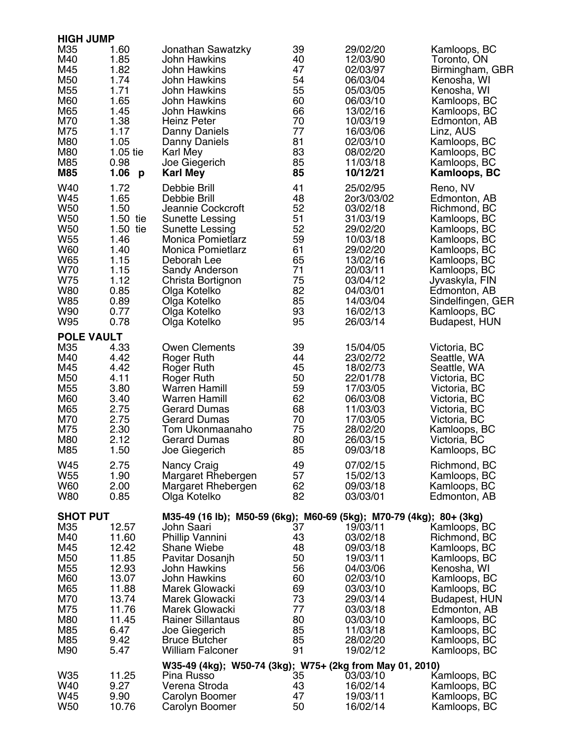## HIGH JUMP

| | | | | | |
|---|---|---|---|---|---|
| M35 | 1.60 | Jonathan Sawatzky | 39 | 29/02/20 | Kamloops, BC |
| M40 | 1.85 | John Hawkins | 40 | 12/03/90 | Toronto, ON |
| M45 | 1.82 | John Hawkins | 47 | 02/03/97 | Birmingham, GBR |
| M50 | 1.74 | John Hawkins | 54 | 06/03/04 | Kenosha, WI |
| M55 | 1.71 | John Hawkins | 55 | 05/03/05 | Kenosha, WI |
| M60 | 1.65 | John Hawkins | 60 | 06/03/10 | Kamloops, BC |
| M65 | 1.45 | John Hawkins | 66 | 13/02/16 | Kamloops, BC |
| M70 | 1.38 | Heinz Peter | 70 | 10/03/19 | Edmonton, AB |
| M75 | 1.17 | Danny Daniels | 77 | 16/03/06 | Linz, AUS |
| M80 | 1.05 | Danny Daniels | 81 | 02/03/10 | Kamloops, BC |
| M80 | 1.05 tie | Karl Mey | 83 | 08/02/20 | Kamloops, BC |
| M85 | 0.98 | Joe Giegerich | 85 | 11/03/18 | Kamloops, BC |
| **M85** | **1.06 p** | **Karl Mey** | **85** | **10/12/21** | **Kamloops, BC** |
| W40 | 1.72 | Debbie Brill | 41 | 25/02/95 | Reno, NV |
| W45 | 1.65 | Debbie Brill | 48 | 2or3/03/02 | Edmonton, AB |
| W50 | 1.50 | Jeannie Cockcroft | 52 | 03/02/18 | Richmond, BC |
| W50 | 1.50 tie | Sunette Lessing | 51 | 31/03/19 | Kamloops, BC |
| W50 | 1.50 tie | Sunette Lessing | 52 | 29/02/20 | Kamloops, BC |
| W55 | 1.46 | Monica Pomietlarz | 59 | 10/03/18 | Kamloops, BC |
| W60 | 1.40 | Monica Pomietlarz | 61 | 29/02/20 | Kamloops, BC |
| W65 | 1.15 | Deborah Lee | 65 | 13/02/16 | Kamloops, BC |
| W70 | 1.15 | Sandy Anderson | 71 | 20/03/11 | Kamloops, BC |
| W75 | 1.12 | Christa Bortignon | 75 | 03/04/12 | Jyvaskyla, FIN |
| W80 | 0.85 | Olga Kotelko | 82 | 04/03/01 | Edmonton, AB |
| W85 | 0.89 | Olga Kotelko | 85 | 14/03/04 | Sindelfingen, GER |
| W90 | 0.77 | Olga Kotelko | 93 | 16/02/13 | Kamloops, BC |
| W95 | 0.78 | Olga Kotelko | 95 | 26/03/14 | Budapest, HUN |

## POLE VAULT

| | | | | | |
|---|---|---|---|---|---|
| M35 | 4.33 | Owen Clements | 39 | 15/04/05 | Victoria, BC |
| M40 | 4.42 | Roger Ruth | 44 | 23/02/72 | Seattle, WA |
| M45 | 4.42 | Roger Ruth | 45 | 18/02/73 | Seattle, WA |
| M50 | 4.11 | Roger Ruth | 50 | 22/01/78 | Victoria, BC |
| M55 | 3.80 | Warren Hamill | 59 | 17/03/05 | Victoria, BC |
| M60 | 3.40 | Warren Hamill | 62 | 06/03/08 | Victoria, BC |
| M65 | 2.75 | Gerard Dumas | 68 | 11/03/03 | Victoria, BC |
| M70 | 2.75 | Gerard Dumas | 70 | 17/03/05 | Victoria, BC |
| M75 | 2.30 | Tom Ukonmaanaho | 75 | 28/02/20 | Kamloops, BC |
| M80 | 2.12 | Gerard Dumas | 80 | 26/03/15 | Victoria, BC |
| M85 | 1.50 | Joe Giegerich | 85 | 09/03/18 | Kamloops, BC |
| W45 | 2.75 | Nancy Craig | 49 | 07/02/15 | Richmond, BC |
| W55 | 1.90 | Margaret Rhebergen | 57 | 15/02/13 | Kamloops, BC |
| W60 | 2.00 | Margaret Rhebergen | 62 | 09/03/18 | Kamloops, BC |
| W80 | 0.85 | Olga Kotelko | 82 | 03/03/01 | Edmonton, AB |

## SHOT PUT

M35-49 (16 lb); M50-59 (6kg); M60-69 (5kg); M70-79 (4kg); 80+ (3kg)

| | | | | | |
|---|---|---|---|---|---|
| M35 | 12.57 | John Saari | 37 | 19/03/11 | Kamloops, BC |
| M40 | 11.60 | Phillip Vannini | 43 | 03/02/18 | Richmond, BC |
| M45 | 12.42 | Shane Wiebe | 48 | 09/03/18 | Kamloops, BC |
| M50 | 11.85 | Pavitar Dosanjh | 50 | 19/03/11 | Kamloops, BC |
| M55 | 12.93 | John Hawkins | 56 | 04/03/06 | Kenosha, WI |
| M60 | 13.07 | John Hawkins | 60 | 02/03/10 | Kamloops, BC |
| M65 | 11.88 | Marek Glowacki | 69 | 03/03/10 | Kamloops, BC |
| M70 | 13.74 | Marek Glowacki | 73 | 29/03/14 | Budapest, HUN |
| M75 | 11.76 | Marek Glowacki | 77 | 03/03/18 | Edmonton, AB |
| M80 | 11.45 | Rainer Sillantaus | 80 | 03/03/10 | Kamloops, BC |
| M85 | 6.47 | Joe Giegerich | 85 | 11/03/18 | Kamloops, BC |
| M85 | 9.42 | Bruce Butcher | 85 | 28/02/20 | Kamloops, BC |
| M90 | 5.47 | William Falconer | 91 | 19/02/12 | Kamloops, BC |

W35-49 (4kg); W50-74 (3kg); W75+ (2kg from May 01, 2010)

| | | | | | |
|---|---|---|---|---|---|
| W35 | 11.25 | Pina Russo | 35 | 03/03/10 | Kamloops, BC |
| W40 | 9.27 | Verena Stroda | 43 | 16/02/14 | Kamloops, BC |
| W45 | 9.90 | Carolyn Boomer | 47 | 19/03/11 | Kamloops, BC |
| W50 | 10.76 | Carolyn Boomer | 50 | 16/02/14 | Kamloops, BC |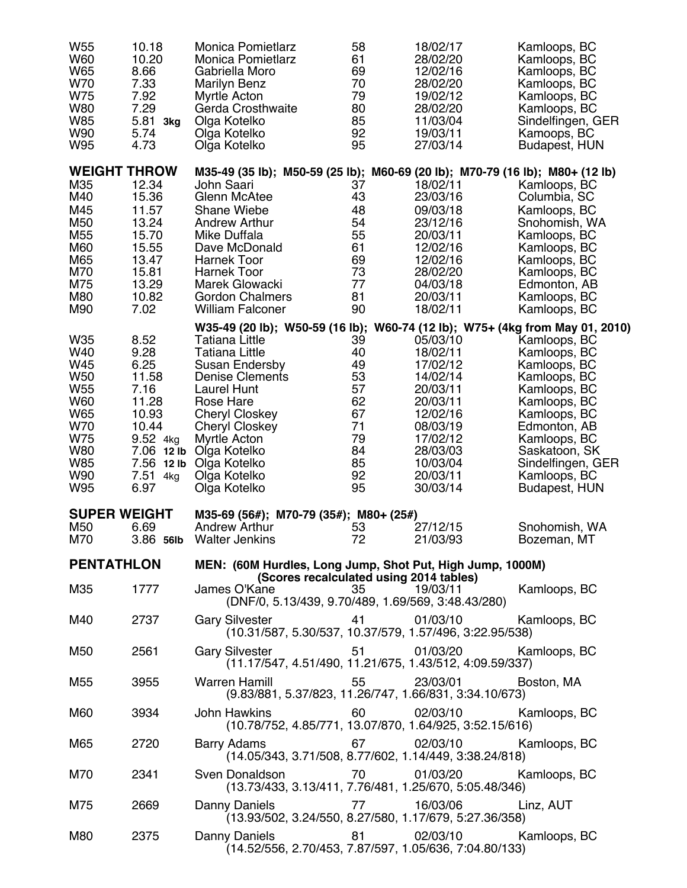| | | | | | |
|---|---|---|---|---|---|
| W55 | 10.18 | Monica Pomietlarz | 58 | 18/02/17 | Kamloops, BC |
| W60 | 10.20 | Monica Pomietlarz | 61 | 28/02/20 | Kamloops, BC |
| W65 | 8.66 | Gabriella Moro | 69 | 12/02/16 | Kamloops, BC |
| W70 | 7.33 | Marilyn Benz | 70 | 28/02/20 | Kamloops, BC |
| W75 | 7.92 | Myrtle Acton | 79 | 19/02/12 | Kamloops, BC |
| W80 | 7.29 | Gerda Crosthwaite | 80 | 28/02/20 | Kamloops, BC |
| W85 | 5.81 **3kg** | Olga Kotelko | 85 | 11/03/04 | Sindelfingen, GER |
| W90 | 5.74 | Olga Kotelko | 92 | 19/03/11 | Kamoops, BC |
| W95 | 4.73 | Olga Kotelko | 95 | 27/03/14 | Budapest, HUN |

## WEIGHT THROW

**M35-49 (35 lb); M50-59 (25 lb); M60-69 (20 lb); M70-79 (16 lb); M80+ (12 lb)**

| | | | | | |
|---|---|---|---|---|---|
| M35 | 12.34 | John Saari | 37 | 18/02/11 | Kamloops, BC |
| M40 | 15.36 | Glenn McAtee | 43 | 23/03/16 | Columbia, SC |
| M45 | 11.57 | Shane Wiebe | 48 | 09/03/18 | Kamloops, BC |
| M50 | 13.24 | Andrew Arthur | 54 | 23/12/16 | Snohomish, WA |
| M55 | 15.70 | Mike Duffala | 55 | 20/03/11 | Kamloops, BC |
| M60 | 15.55 | Dave McDonald | 61 | 12/02/16 | Kamloops, BC |
| M65 | 13.47 | Harnek Toor | 69 | 12/02/16 | Kamloops, BC |
| M70 | 15.81 | Harnek Toor | 73 | 28/02/20 | Kamloops, BC |
| M75 | 13.29 | Marek Glowacki | 77 | 04/03/18 | Edmonton, AB |
| M80 | 10.82 | Gordon Chalmers | 81 | 20/03/11 | Kamloops, BC |
| M90 | 7.02 | William Falconer | 90 | 18/02/11 | Kamloops, BC |

**W35-49 (20 lb); W50-59 (16 lb); W60-74 (12 lb); W75+ (4kg from May 01, 2010)**

| | | | | | |
|---|---|---|---|---|---|
| W35 | 8.52 | Tatiana Little | 39 | 05/03/10 | Kamloops, BC |
| W40 | 9.28 | Tatiana Little | 40 | 18/02/11 | Kamloops, BC |
| W45 | 6.25 | Susan Endersby | 49 | 17/02/12 | Kamloops, BC |
| W50 | 11.58 | Denise Clements | 53 | 14/02/14 | Kamloops, BC |
| W55 | 7.16 | Laurel Hunt | 57 | 20/03/11 | Kamloops, BC |
| W60 | 11.28 | Rose Hare | 62 | 20/03/11 | Kamloops, BC |
| W65 | 10.93 | Cheryl Closkey | 67 | 12/02/16 | Kamloops, BC |
| W70 | 10.44 | Cheryl Closkey | 71 | 08/03/19 | Edmonton, AB |
| W75 | 9.52 4kg | Myrtle Acton | 79 | 17/02/12 | Kamloops, BC |
| W80 | 7.06 **12 lb** | Olga Kotelko | 84 | 28/03/03 | Saskatoon, SK |
| W85 | 7.56 **12 lb** | Olga Kotelko | 85 | 10/03/04 | Sindelfingen, GER |
| W90 | 7.51 4kg | Olga Kotelko | 92 | 20/03/11 | Kamloops, BC |
| W95 | 6.97 | Olga Kotelko | 95 | 30/03/14 | Budapest, HUN |

## SUPER WEIGHT

**M35-69 (56#); M70-79 (35#); M80+ (25#)**

| | | | | | |
|---|---|---|---|---|---|
| M50 | 6.69 | Andrew Arthur | 53 | 27/12/15 | Snohomish, WA |
| M70 | 3.86 **56lb** | Walter Jenkins | 72 | 21/03/93 | Bozeman, MT |

## PENTATHLON

**MEN: (60M Hurdles, Long Jump, Shot Put, High Jump, 1000M)**
**(Scores recalculated using 2014 tables)**

| | | | | | |
|---|---|---|---|---|---|
| M35 | 1777 | James O'Kane | 35 | 19/03/11 | Kamloops, BC |
| | | (DNF/0, 5.13/439, 9.70/489, 1.69/569, 3:48.43/280) | | | |
| M40 | 2737 | Gary Silvester | 41 | 01/03/10 | Kamloops, BC |
| | | (10.31/587, 5.30/537, 10.37/579, 1.57/496, 3:22.95/538) | | | |
| M50 | 2561 | Gary Silvester | 51 | 01/03/20 | Kamloops, BC |
| | | (11.17/547, 4.51/490, 11.21/675, 1.43/512, 4:09.59/337) | | | |
| M55 | 3955 | Warren Hamill | 55 | 23/03/01 | Boston, MA |
| | | (9.83/881, 5.37/823, 11.26/747, 1.66/831, 3:34.10/673) | | | |
| M60 | 3934 | John Hawkins | 60 | 02/03/10 | Kamloops, BC |
| | | (10.78/752, 4.85/771, 13.07/870, 1.64/925, 3:52.15/616) | | | |
| M65 | 2720 | Barry Adams | 67 | 02/03/10 | Kamloops, BC |
| | | (14.05/343, 3.71/508, 8.77/602, 1.14/449, 3:38.24/818) | | | |
| M70 | 2341 | Sven Donaldson | 70 | 01/03/20 | Kamloops, BC |
| | | (13.73/433, 3.13/411, 7.76/481, 1.25/670, 5:05.48/346) | | | |
| M75 | 2669 | Danny Daniels | 77 | 16/03/06 | Linz, AUT |
| | | (13.93/502, 3.24/550, 8.27/580, 1.17/679, 5:27.36/358) | | | |
| M80 | 2375 | Danny Daniels | 81 | 02/03/10 | Kamloops, BC |
| | | (14.52/556, 2.70/453, 7.87/597, 1.05/636, 7:04.80/133) | | | |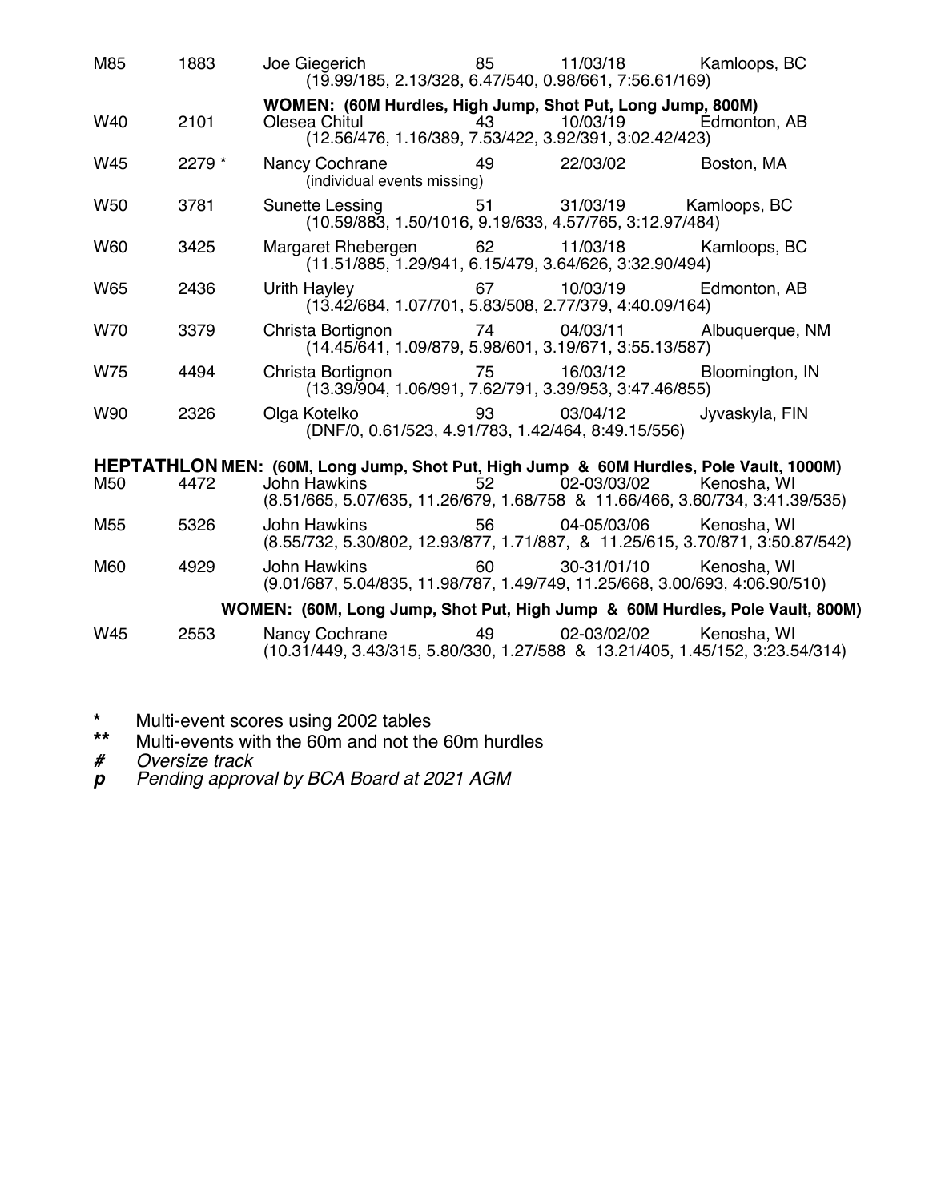| | | | | | |
|---|---|---|---|---|---|
| M85 | 1883 | Joe Giegerich (19.99/185, 2.13/328, 6.47/540, 0.98/661, 7:56.61/169) | 85 | 11/03/18 | Kamloops, BC |
| | | **WOMEN: (60M Hurdles, High Jump, Shot Put, Long Jump, 800M)** | | | |
| W40 | 2101 | Olesea Chitul (12.56/476, 1.16/389, 7.53/422, 3.92/391, 3:02.42/423) | 43 | 10/03/19 | Edmonton, AB |
| W45 | 2279 * | Nancy Cochrane (individual events missing) | 49 | 22/03/02 | Boston, MA |
| W50 | 3781 | Sunette Lessing (10.59/883, 1.50/1016, 9.19/633, 4.57/765, 3:12.97/484) | 51 | 31/03/19 | Kamloops, BC |
| W60 | 3425 | Margaret Rhebergen (11.51/885, 1.29/941, 6.15/479, 3.64/626, 3:32.90/494) | 62 | 11/03/18 | Kamloops, BC |
| W65 | 2436 | Urith Hayley (13.42/684, 1.07/701, 5.83/508, 2.77/379, 4:40.09/164) | 67 | 10/03/19 | Edmonton, AB |
| W70 | 3379 | Christa Bortignon (14.45/641, 1.09/879, 5.98/601, 3.19/671, 3:55.13/587) | 74 | 04/03/11 | Albuquerque, NM |
| W75 | 4494 | Christa Bortignon (13.39/904, 1.06/991, 7.62/791, 3.39/953, 3:47.46/855) | 75 | 16/03/12 | Bloomington, IN |
| W90 | 2326 | Olga Kotelko (DNF/0, 0.61/523, 4.91/783, 1.42/464, 8:49.15/556) | 93 | 03/04/12 | Jyvaskyla, FIN |

**HEPTATHLON MEN: (60M, Long Jump, Shot Put, High Jump & 60M Hurdles, Pole Vault, 1000M)**

| | | | | | |
|---|---|---|---|---|---|
| M50 | 4472 | John Hawkins (8.51/665, 5.07/635, 11.26/679, 1.68/758 & 11.66/466, 3.60/734, 3:41.39/535) | 52 | 02-03/03/02 | Kenosha, WI |
| M55 | 5326 | John Hawkins (8.55/732, 5.30/802, 12.93/877, 1.71/887, & 11.25/615, 3.70/871, 3:50.87/542) | 56 | 04-05/03/06 | Kenosha, WI |
| M60 | 4929 | John Hawkins (9.01/687, 5.04/835, 11.98/787, 1.49/749, 11.25/668, 3.00/693, 4:06.90/510) | 60 | 30-31/01/10 | Kenosha, WI |

**WOMEN: (60M, Long Jump, Shot Put, High Jump & 60M Hurdles, Pole Vault, 800M)**

| | | | | | |
|---|---|---|---|---|---|
| W45 | 2553 | Nancy Cochrane (10.31/449, 3.43/315, 5.80/330, 1.27/588 & 13.21/405, 1.45/152, 3:23.54/314) | 49 | 02-03/02/02 | Kenosha, WI |

\* Multi-event scores using 2002 tables

\*\* Multi-events with the 60m and not the 60m hurdles

*#* *Oversize track*

***p*** *Pending approval by BCA Board at 2021 AGM*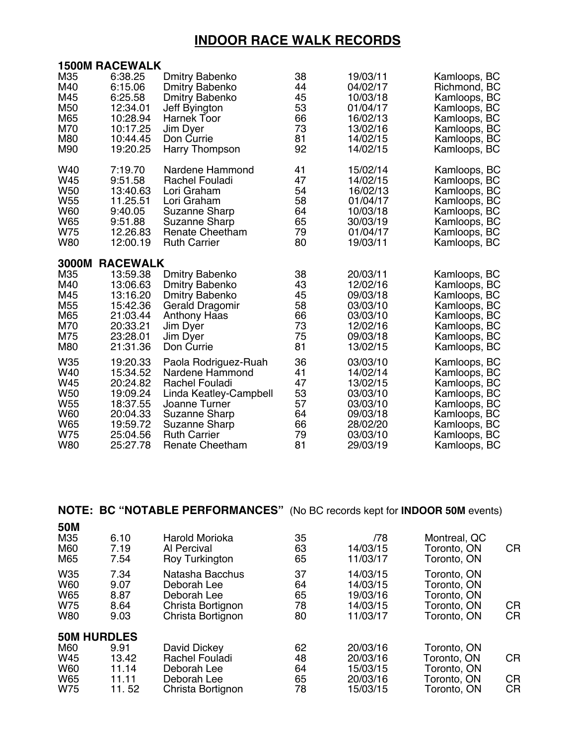# INDOOR RACE WALK RECORDS

### 1500M RACEWALK

| | | | | | |
|---|---|---|---|---|---|
| M35 | 6:38.25 | Dmitry Babenko | 38 | 19/03/11 | Kamloops, BC |
| M40 | 6:15.06 | Dmitry Babenko | 44 | 04/02/17 | Richmond, BC |
| M45 | 6:25.58 | Dmitry Babenko | 45 | 10/03/18 | Kamloops, BC |
| M50 | 12:34.01 | Jeff Byington | 53 | 01/04/17 | Kamloops, BC |
| M65 | 10:28.94 | Harnek Toor | 66 | 16/02/13 | Kamloops, BC |
| M70 | 10:17.25 | Jim Dyer | 73 | 13/02/16 | Kamloops, BC |
| M80 | 10:44.45 | Don Currie | 81 | 14/02/15 | Kamloops, BC |
| M90 | 19:20.25 | Harry Thompson | 92 | 14/02/15 | Kamloops, BC |
| W40 | 7:19.70 | Nardene Hammond | 41 | 15/02/14 | Kamloops, BC |
| W45 | 9:51.58 | Rachel Fouladi | 47 | 14/02/15 | Kamloops, BC |
| W50 | 13:40.63 | Lori Graham | 54 | 16/02/13 | Kamloops, BC |
| W55 | 11.25.51 | Lori Graham | 58 | 01/04/17 | Kamloops, BC |
| W60 | 9:40.05 | Suzanne Sharp | 64 | 10/03/18 | Kamloops, BC |
| W65 | 9:51.88 | Suzanne Sharp | 65 | 30/03/19 | Kamloops, BC |
| W75 | 12.26.83 | Renate Cheetham | 79 | 01/04/17 | Kamloops, BC |
| W80 | 12:00.19 | Ruth Carrier | 80 | 19/03/11 | Kamloops, BC |

### 3000M RACEWALK

| | | | | | |
|---|---|---|---|---|---|
| M35 | 13:59.38 | Dmitry Babenko | 38 | 20/03/11 | Kamloops, BC |
| M40 | 13:06.63 | Dmitry Babenko | 43 | 12/02/16 | Kamloops, BC |
| M45 | 13:16.20 | Dmitry Babenko | 45 | 09/03/18 | Kamloops, BC |
| M55 | 15:42.36 | Gerald Dragomir | 58 | 03/03/10 | Kamloops, BC |
| M65 | 21:03.44 | Anthony Haas | 66 | 03/03/10 | Kamloops, BC |
| M70 | 20:33.21 | Jim Dyer | 73 | 12/02/16 | Kamloops, BC |
| M75 | 23:28.01 | Jim Dyer | 75 | 09/03/18 | Kamloops, BC |
| M80 | 21:31.36 | Don Currie | 81 | 13/02/15 | Kamloops, BC |
| W35 | 19:20.33 | Paola Rodriguez-Ruah | 36 | 03/03/10 | Kamloops, BC |
| W40 | 15:34.52 | Nardene Hammond | 41 | 14/02/14 | Kamloops, BC |
| W45 | 20:24.82 | Rachel Fouladi | 47 | 13/02/15 | Kamloops, BC |
| W50 | 19:09.24 | Linda Keatley-Campbell | 53 | 03/03/10 | Kamloops, BC |
| W55 | 18:37.55 | Joanne Turner | 57 | 03/03/10 | Kamloops, BC |
| W60 | 20:04.33 | Suzanne Sharp | 64 | 09/03/18 | Kamloops, BC |
| W65 | 19:59.72 | Suzanne Sharp | 66 | 28/02/20 | Kamloops, BC |
| W75 | 25:04.56 | Ruth Carrier | 79 | 03/03/10 | Kamloops, BC |
| W80 | 25:27.78 | Renate Cheetham | 81 | 29/03/19 | Kamloops, BC |

**NOTE: BC "NOTABLE PERFORMANCES"** (No BC records kept for **INDOOR 50M** events)

### 50M

| | | | | | | |
|---|---|---|---|---|---|---|
| M35 | 6.10 | Harold Morioka | 35 | /78 | Montreal, QC | |
| M60 | 7.19 | Al Percival | 63 | 14/03/15 | Toronto, ON | CR |
| M65 | 7.54 | Roy Turkington | 65 | 11/03/17 | Toronto, ON | |
| W35 | 7.34 | Natasha Bacchus | 37 | 14/03/15 | Toronto, ON | |
| W60 | 9.07 | Deborah Lee | 64 | 14/03/15 | Toronto, ON | |
| W65 | 8.87 | Deborah Lee | 65 | 19/03/16 | Toronto, ON | |
| W75 | 8.64 | Christa Bortignon | 78 | 14/03/15 | Toronto, ON | CR |
| W80 | 9.03 | Christa Bortignon | 80 | 11/03/17 | Toronto, ON | CR |

### 50M HURDLES

| | | | | | | |
|---|---|---|---|---|---|---|
| M60 | 9.91 | David Dickey | 62 | 20/03/16 | Toronto, ON | |
| W45 | 13.42 | Rachel Fouladi | 48 | 20/03/16 | Toronto, ON | CR |
| W60 | 11.14 | Deborah Lee | 64 | 15/03/15 | Toronto, ON | |
| W65 | 11.11 | Deborah Lee | 65 | 20/03/16 | Toronto, ON | CR |
| W75 | 11. 52 | Christa Bortignon | 78 | 15/03/15 | Toronto, ON | CR |